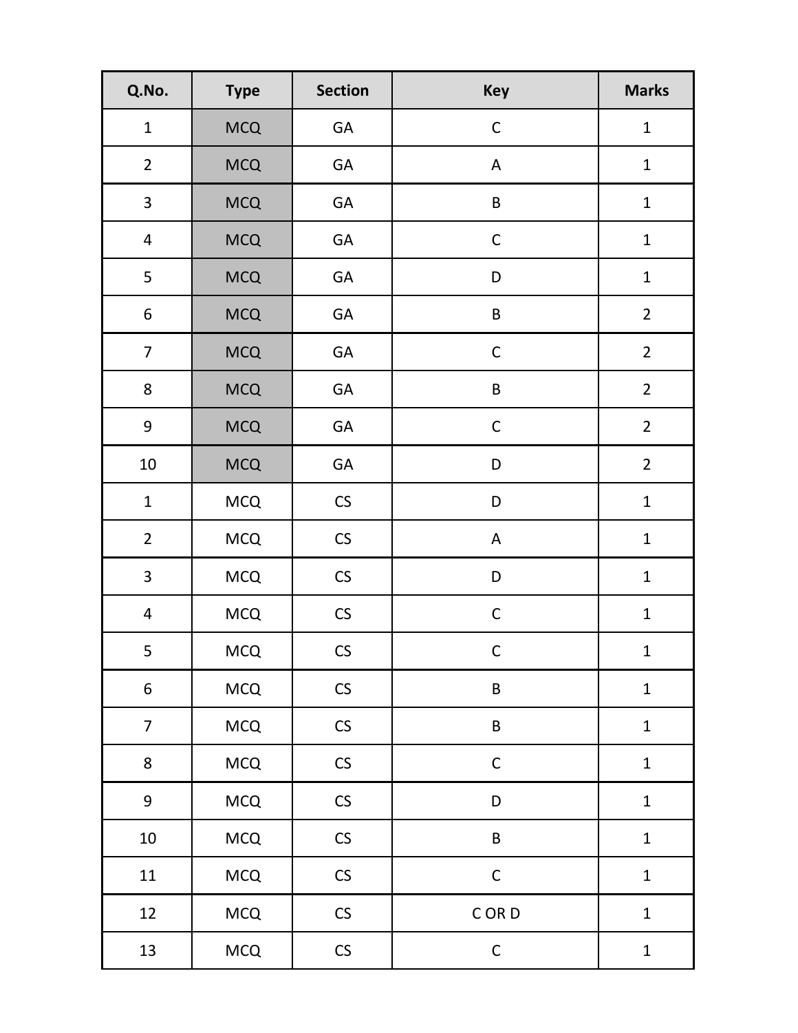| Q.No. | Type | Section | Key | Marks |
| --- | --- | --- | --- | --- |
| 1 | MCQ | GA | C | 1 |
| 2 | MCQ | GA | A | 1 |
| 3 | MCQ | GA | B | 1 |
| 4 | MCQ | GA | C | 1 |
| 5 | MCQ | GA | D | 1 |
| 6 | MCQ | GA | B | 2 |
| 7 | MCQ | GA | C | 2 |
| 8 | MCQ | GA | B | 2 |
| 9 | MCQ | GA | C | 2 |
| 10 | MCQ | GA | D | 2 |
| 1 | MCQ | CS | D | 1 |
| 2 | MCQ | CS | A | 1 |
| 3 | MCQ | CS | D | 1 |
| 4 | MCQ | CS | C | 1 |
| 5 | MCQ | CS | C | 1 |
| 6 | MCQ | CS | B | 1 |
| 7 | MCQ | CS | B | 1 |
| 8 | MCQ | CS | C | 1 |
| 9 | MCQ | CS | D | 1 |
| 10 | MCQ | CS | B | 1 |
| 11 | MCQ | CS | C | 1 |
| 12 | MCQ | CS | C OR D | 1 |
| 13 | MCQ | CS | C | 1 |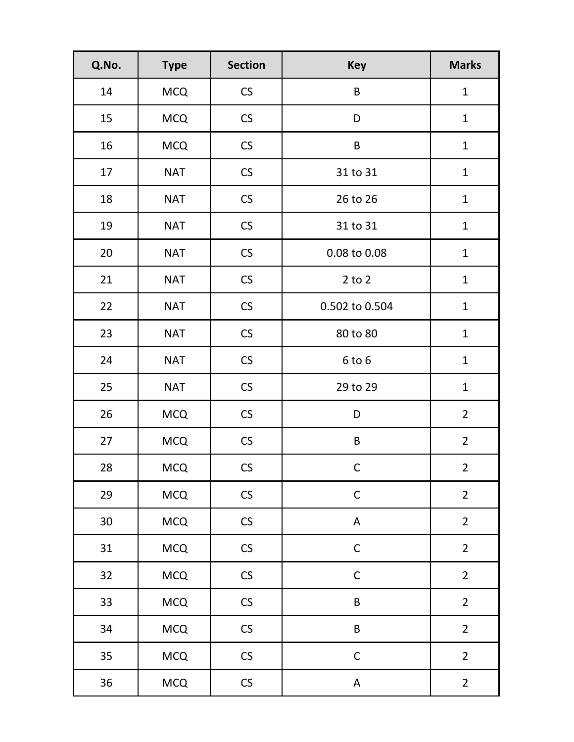| Q.No. | Type | Section | Key | Marks |
|---|---|---|---|---|
| 14 | MCQ | CS | B | 1 |
| 15 | MCQ | CS | D | 1 |
| 16 | MCQ | CS | B | 1 |
| 17 | NAT | CS | 31 to 31 | 1 |
| 18 | NAT | CS | 26 to 26 | 1 |
| 19 | NAT | CS | 31 to 31 | 1 |
| 20 | NAT | CS | 0.08 to 0.08 | 1 |
| 21 | NAT | CS | 2 to 2 | 1 |
| 22 | NAT | CS | 0.502 to 0.504 | 1 |
| 23 | NAT | CS | 80 to 80 | 1 |
| 24 | NAT | CS | 6 to 6 | 1 |
| 25 | NAT | CS | 29 to 29 | 1 |
| 26 | MCQ | CS | D | 2 |
| 27 | MCQ | CS | B | 2 |
| 28 | MCQ | CS | C | 2 |
| 29 | MCQ | CS | C | 2 |
| 30 | MCQ | CS | A | 2 |
| 31 | MCQ | CS | C | 2 |
| 32 | MCQ | CS | C | 2 |
| 33 | MCQ | CS | B | 2 |
| 34 | MCQ | CS | B | 2 |
| 35 | MCQ | CS | C | 2 |
| 36 | MCQ | CS | A | 2 |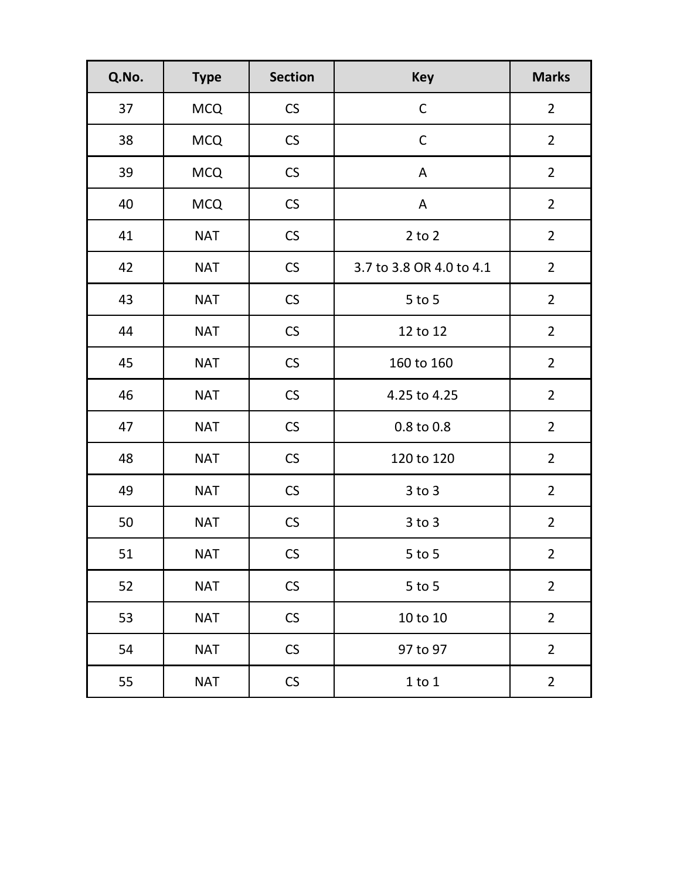| Q.No. | Type | Section | Key | Marks |
|---|---|---|---|---|
| 37 | MCQ | CS | C | 2 |
| 38 | MCQ | CS | C | 2 |
| 39 | MCQ | CS | A | 2 |
| 40 | MCQ | CS | A | 2 |
| 41 | NAT | CS | 2 to 2 | 2 |
| 42 | NAT | CS | 3.7 to 3.8 OR 4.0 to 4.1 | 2 |
| 43 | NAT | CS | 5 to 5 | 2 |
| 44 | NAT | CS | 12 to 12 | 2 |
| 45 | NAT | CS | 160 to 160 | 2 |
| 46 | NAT | CS | 4.25 to 4.25 | 2 |
| 47 | NAT | CS | 0.8 to 0.8 | 2 |
| 48 | NAT | CS | 120 to 120 | 2 |
| 49 | NAT | CS | 3 to 3 | 2 |
| 50 | NAT | CS | 3 to 3 | 2 |
| 51 | NAT | CS | 5 to 5 | 2 |
| 52 | NAT | CS | 5 to 5 | 2 |
| 53 | NAT | CS | 10 to 10 | 2 |
| 54 | NAT | CS | 97 to 97 | 2 |
| 55 | NAT | CS | 1 to 1 | 2 |